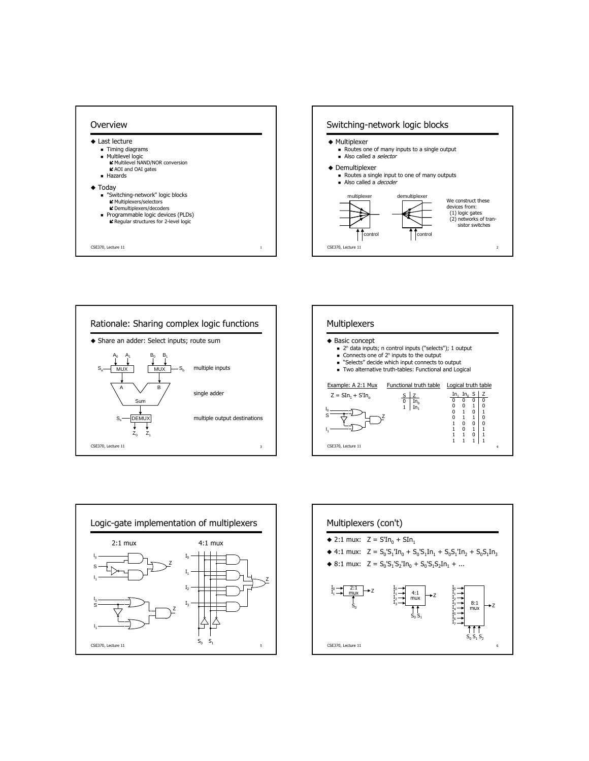## Overview

- Last lecture
  - Timing diagrams
  - Multilevel logic
    - Multilevel NAND/NOR conversion
    - AOI and OAI gates
  - Hazards
- Today
  - "Switching-network" logic blocks
    - Multiplexers/selectors
    - Demultiplexers/decoders
  - Programmable logic devices (PLDs)
    - Regular structures for 2-level logic

## Switching-network logic blocks

- Multiplexer
  - Routes one of many inputs to a single output
  - Also called a *selector*
- Demultiplexer
  - Routes a single input to one of many outputs
  - Also called a *decoder*

multiplexer — control

demultiplexer — control

We construct these devices from:
(1) logic gates
(2) networks of transistor switches

## Rationale: Sharing complex logic functions

- Share an adder: Select inputs; route sum

$A_0$, $A_1$ → MUX ($S_a$) → A; $B_0$, $B_1$ → MUX ($S_b$) → B — multiple inputs

Sum — single adder

DEMUX ($S_s$) → $Z_0$, $Z_1$ — multiple output destinations

## Multiplexers

- Basic concept
  - $2^n$ data inputs; n control inputs ("selects"); 1 output
  - Connects one of $2^n$ inputs to the output
  - "Selects" decide which input connects to output
  - Two alternative truth-tables: Functional and Logical

Example: A 2:1 Mux

$Z = SIn_1 + S'In_0$

Functional truth table

| S | Z |
|---|---|
| 0 | $In_0$ |
| 1 | $In_1$ |

Logical truth table

| $In_1$ | $In_0$ | S | Z |
|---|---|---|---|
| 0 | 0 | 0 | 0 |
| 0 | 0 | 1 | 0 |
| 0 | 1 | 0 | 1 |
| 0 | 1 | 1 | 0 |
| 1 | 0 | 0 | 0 |
| 1 | 0 | 1 | 1 |
| 1 | 1 | 0 | 1 |
| 1 | 1 | 1 | 1 |

## Logic-gate implementation of multiplexers

2:1 mux

4:1 mux

## Multiplexers (con't)

- 2:1 mux: $Z = S'In_0 + SIn_1$
- 4:1 mux: $Z = S_0'S_1'In_0 + S_0'S_1In_1 + S_0S_1'In_2 + S_0S_1In_3$
- 8:1 mux: $Z = S_0'S_1'S_2'In_0 + S_0'S_1S_2In_1 + ...$

2:1 mux ($I_0$, $I_1$; $S_0$) → Z

4:1 mux ($I_0$–$I_3$; $S_0$, $S_1$) → Z

8:1 mux ($I_0$–$I_7$; $S_0$, $S_1$, $S_2$) → Z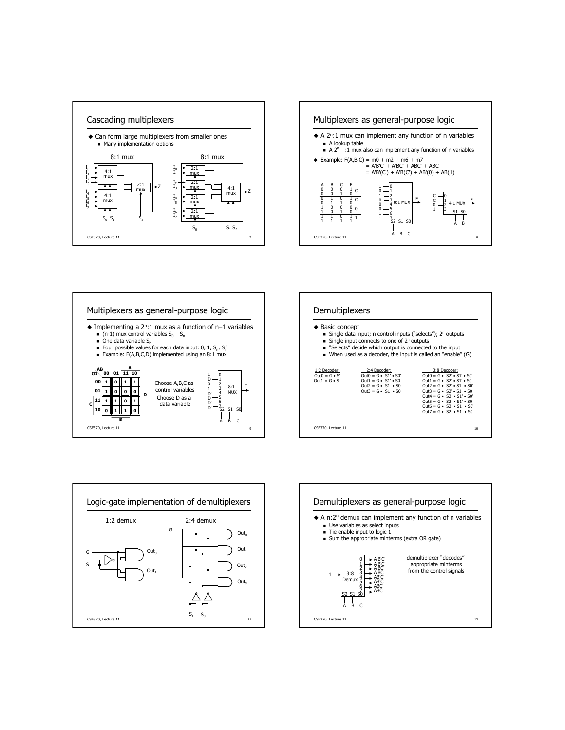## Cascading multiplexers

- Can form large multiplexers from smaller ones
  - Many implementation options

8:1 mux

8:1 mux

## Multiplexers as general-purpose logic

- A $2^n$:1 mux can implement any function of n variables
  - A lookup table
  - A $2^{n-1}$:1 mux also can implement any function of n variables
- Example: F(A,B,C) = m0 + m2 + m6 + m7
  = A'B'C' + A'BC' + ABC' + ABC
  = A'B'(C') + A'B(C') + AB'(0) + AB(1)

| A | B | C | F | |
|---|---|---|---|---|
| 0 | 0 | 0 | 1 | C' |
| 0 | 0 | 1 | 0 | |
| 0 | 1 | 0 | 1 | C' |
| 0 | 1 | 1 | 0 | |
| 1 | 0 | 0 | 0 | 0 |
| 1 | 0 | 1 | 0 | |
| 1 | 1 | 0 | 1 | 1 |
| 1 | 1 | 1 | 1 | |

## Multiplexers as general-purpose logic

- Implementing a $2^n$:1 mux as a function of n–1 variables
  - (n-1) mux control variables $S_0 – S_{n-1}$
  - One data variable $S_n$
  - Four possible values for each data input: 0, 1, $S_n$, $S_n$'
  - Example: F(A,B,C,D) implemented using an 8:1 mux

| CD \ AB | 00 | 01 | 11 | 10 |
|---|---|---|---|---|
| 00 | 1 | 0 | 1 | 1 |
| 01 | 1 | 0 | 0 | 0 |
| 11 | 1 | 1 | 0 | 1 |
| 10 | 0 | 1 | 1 | 0 |

Choose A,B,C as control variables

Choose D as a data variable

## Demultiplexers

- Basic concept
  - Single data input; n control inputs ("selects"); $2^n$ outputs
  - Single input connects to one of $2^n$ outputs
  - "Selects" decide which output is connected to the input
  - When used as a decoder, the input is called an "enable" (G)

1:2 Decoder:
Out0 = G • S'
Out1 = G • S

2:4 Decoder:
Out0 = G • S1' • S0'
Out1 = G • S1' • S0
Out2 = G • S1 • S0'
Out3 = G • S1 • S0

3:8 Decoder:
Out0 = G • S2' • S1' • S0'
Out1 = G • S2' • S1' • S0
Out2 = G • S2' • S1 • S0'
Out3 = G • S2' • S1 • S0
Out4 = G • S2 • S1' • S0'
Out5 = G • S2 • S1' • S0
Out6 = G • S2 • S1 • S0'
Out7 = G • S2 • S1 • S0

## Logic-gate implementation of demultiplexers

1:2 demux

2:4 demux

## Demultiplexers as general-purpose logic

- A n:$2^n$ demux can implement any function of n variables
  - Use variables as select inputs
  - Tie enable input to logic 1
  - Sum the appropriate minterms (extra OR gate)

demultiplexer "decodes" appropriate minterms from the control signals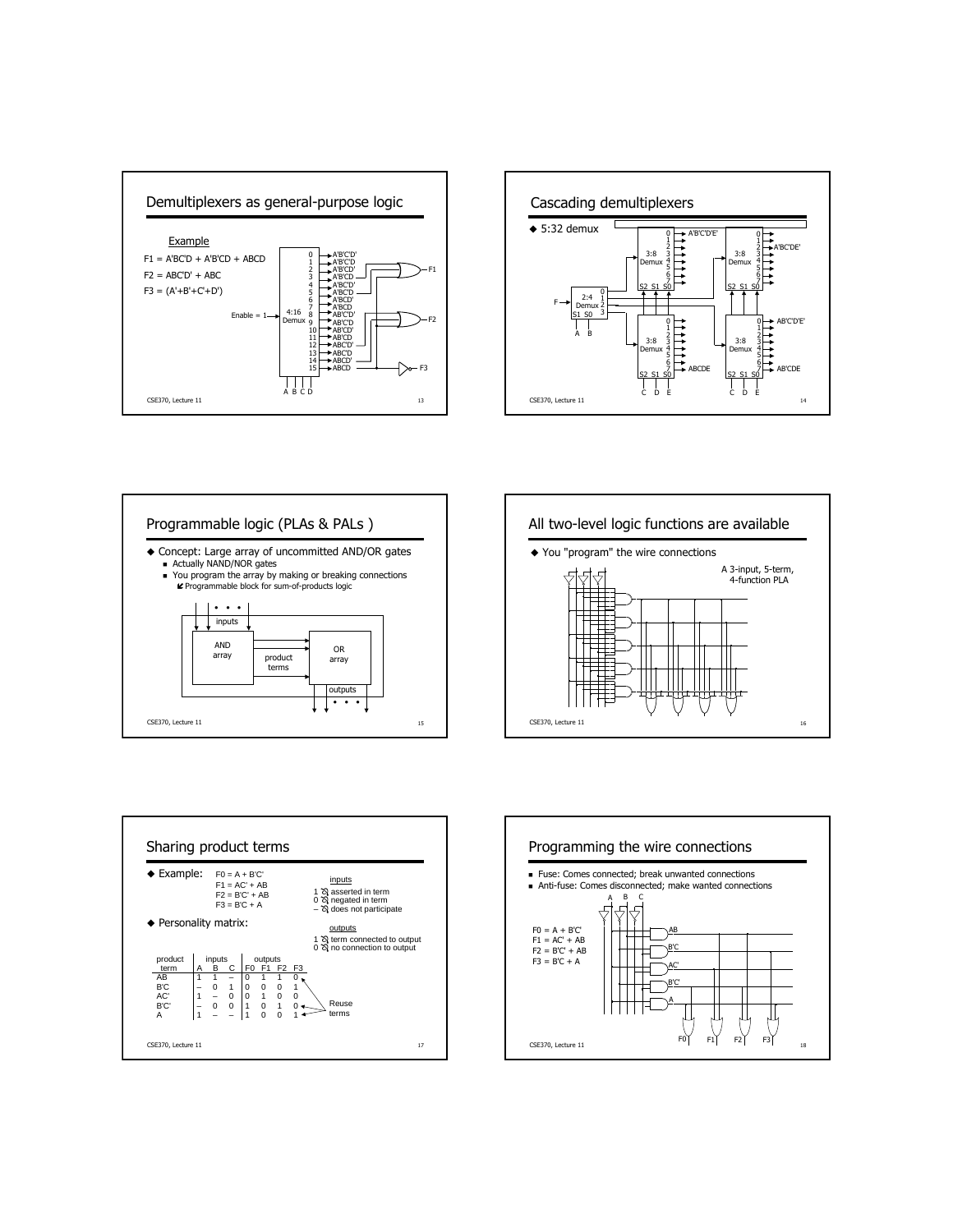## Demultiplexers as general-purpose logic

Example

$F1 = A'BC'D + A'B'CD + ABCD$

$F2 = ABC'D' + ABC$

$F3 = (A'+B'+C'+D')$

Enable = 1

4:16 Demux

0 A'B'C'D'
1 A'B'C'D
2 A'B'CD'
3 A'B'CD
4 A'BC'D'
5 A'BC'D
6 A'BCD'
7 A'BCD
8 AB'C'D'
9 AB'C'D
10 AB'CD'
11 AB'CD
12 ABC'D'
13 ABC'D
14 ABCD'
15 ABCD

A B C D

F1

F2

F3

## Cascading demultiplexers

- 5:32 demux

F

2:4 Demux

S1 S0

A B

3:8 Demux

S2 S1 S0

A'B'C'D'E'

A'BC'DE'

AB'C'D'E'

ABCDE

AB'CDE

C D E

## Programmable logic (PLAs & PALs)

- Concept: Large array of uncommitted AND/OR gates
  - Actually NAND/NOR gates
  - You program the array by making or breaking connections
    - Programmable block for sum-of-products logic

inputs

AND array

product terms

OR array

outputs

## All two-level logic functions are available

- You "program" the wire connections

A 3-input, 5-term, 4-function PLA

## Sharing product terms

- Example:

$F0 = A + B'C'$
$F1 = AC' + AB$
$F2 = B'C' + AB$
$F3 = B'C + A$

inputs
1 = asserted in term
0 = negated in term
– = does not participate

- Personality matrix:

outputs
1 = term connected to output
0 = no connection to output

| product term | A | B | C | F0 | F1 | F2 | F3 |
|---|---|---|---|---|---|---|---|
| AB | 1 | 1 | – | 0 | 1 | 1 | 0 |
| B'C | – | 0 | 1 | 0 | 0 | 0 | 1 |
| AC' | 1 | – | 0 | 0 | 1 | 0 | 0 |
| B'C' | – | 0 | 0 | 1 | 0 | 1 | 0 |
| A | 1 | – | – | 1 | 0 | 0 | 1 |

Reuse terms

## Programming the wire connections

- Fuse: Comes connected; break unwanted connections
- Anti-fuse: Comes disconnected; make wanted connections

$F0 = A + B'C'$
$F1 = AC' + AB$
$F2 = B'C' + AB$
$F3 = B'C + A$

A B C

AB

B'C

AC'

B'C'

A

F0 F1 F2 F3